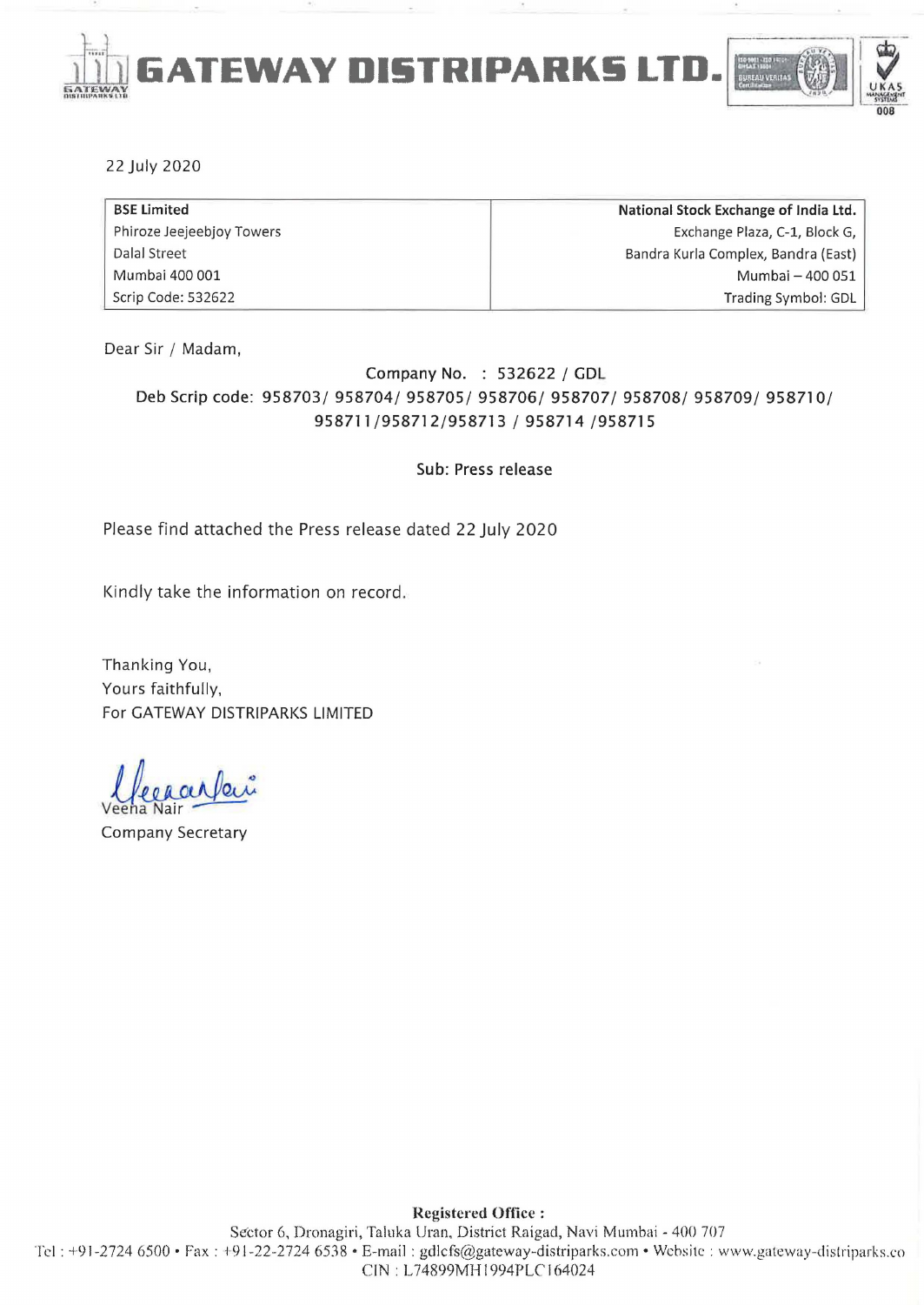# GATEWAY DISTRIPARKS LTD.

22 July 2020

| BSE Limited | National Stock Exchange of India Ltd. |
|---|---|
| Phiroze Jeejeebjoy Towers | Exchange Plaza, C-1, Block G, |
| Dalal Street | Bandra Kurla Complex, Bandra (East) |
| Mumbai 400 001 | Mumbai – 400 051 |
| Scrip Code: 532622 | Trading Symbol: GDL |

Dear Sir / Madam,

Company No. : 532622 / GDL

Deb Scrip code: 958703/ 958704/ 958705/ 958706/ 958707/ 958708/ 958709/ 958710/ 958711/958712/958713 / 958714 /958715

Sub: Press release

Please find attached the Press release dated 22 July 2020

Kindly take the information on record.

Thanking You,
Yours faithfully,
For GATEWAY DISTRIPARKS LIMITED

Veena Nair
Company Secretary

**Registered Office :**
Sector 6, Dronagiri, Taluka Uran, District Raigad, Navi Mumbai - 400 707
Tel : +91-2724 6500 • Fax : +91-22-2724 6538 • E-mail : gdlcfs@gateway-distriparks.com • Website : www.gateway-distriparks.co
CIN : L74899MH1994PLC164024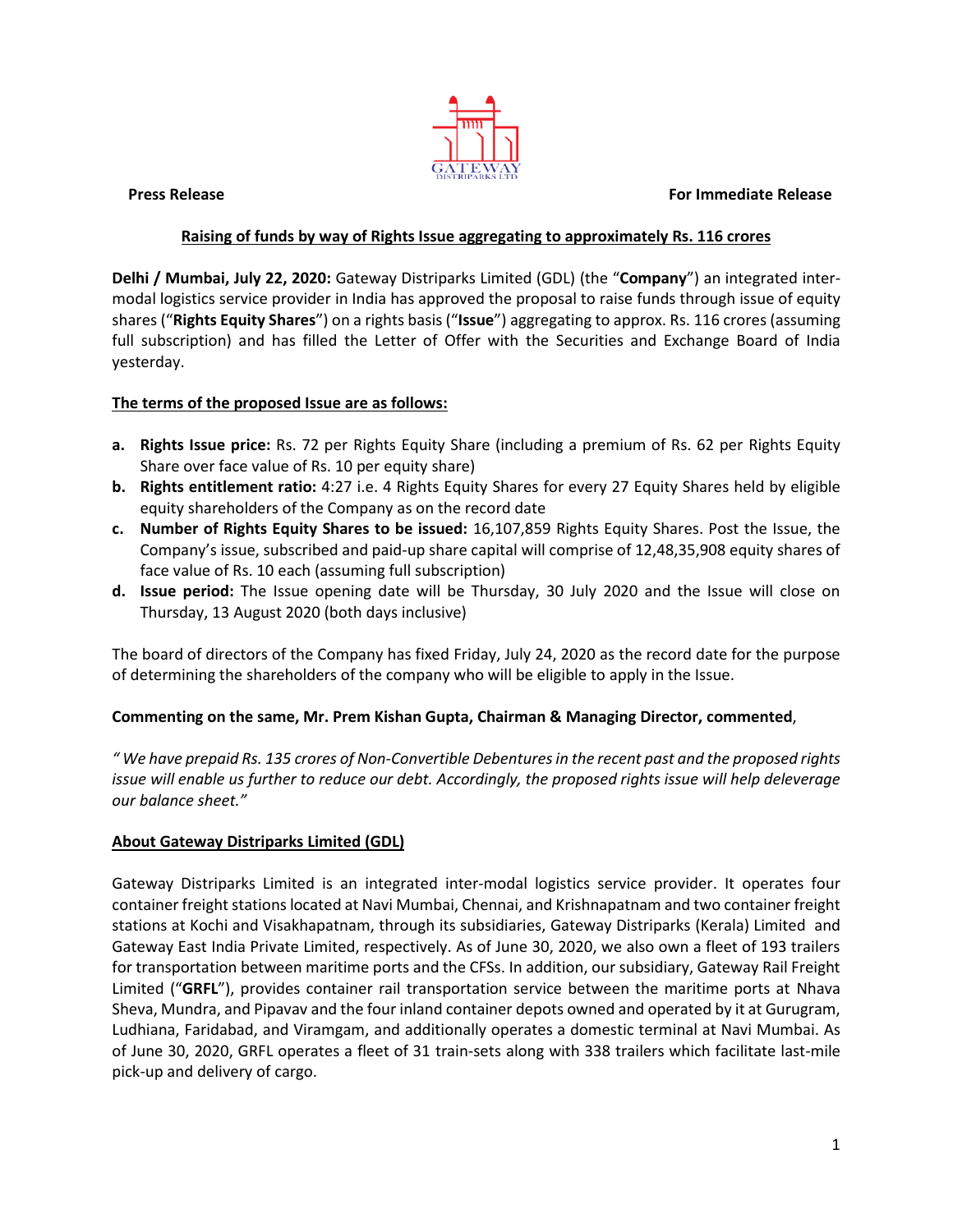**Press Release** **For Immediate Release**

## Raising of funds by way of Rights Issue aggregating to approximately Rs. 116 crores

**Delhi / Mumbai, July 22, 2020:** Gateway Distriparks Limited (GDL) (the "**Company**") an integrated inter-modal logistics service provider in India has approved the proposal to raise funds through issue of equity shares ("**Rights Equity Shares**") on a rights basis ("**Issue**") aggregating to approx. Rs. 116 crores (assuming full subscription) and has filled the Letter of Offer with the Securities and Exchange Board of India yesterday.

### The terms of the proposed Issue are as follows:

a. **Rights Issue price:** Rs. 72 per Rights Equity Share (including a premium of Rs. 62 per Rights Equity Share over face value of Rs. 10 per equity share)
b. **Rights entitlement ratio:** 4:27 i.e. 4 Rights Equity Shares for every 27 Equity Shares held by eligible equity shareholders of the Company as on the record date
c. **Number of Rights Equity Shares to be issued:** 16,107,859 Rights Equity Shares. Post the Issue, the Company's issue, subscribed and paid-up share capital will comprise of 12,48,35,908 equity shares of face value of Rs. 10 each (assuming full subscription)
d. **Issue period:** The Issue opening date will be Thursday, 30 July 2020 and the Issue will close on Thursday, 13 August 2020 (both days inclusive)

The board of directors of the Company has fixed Friday, July 24, 2020 as the record date for the purpose of determining the shareholders of the company who will be eligible to apply in the Issue.

**Commenting on the same, Mr. Prem Kishan Gupta, Chairman & Managing Director, commented**,

*" We have prepaid Rs. 135 crores of Non-Convertible Debentures in the recent past and the proposed rights issue will enable us further to reduce our debt. Accordingly, the proposed rights issue will help deleverage our balance sheet."*

### About Gateway Distriparks Limited (GDL)

Gateway Distriparks Limited is an integrated inter-modal logistics service provider. It operates four container freight stations located at Navi Mumbai, Chennai, and Krishnapatnam and two container freight stations at Kochi and Visakhapatnam, through its subsidiaries, Gateway Distriparks (Kerala) Limited and Gateway East India Private Limited, respectively. As of June 30, 2020, we also own a fleet of 193 trailers for transportation between maritime ports and the CFSs. In addition, our subsidiary, Gateway Rail Freight Limited ("**GRFL**"), provides container rail transportation service between the maritime ports at Nhava Sheva, Mundra, and Pipavav and the four inland container depots owned and operated by it at Gurugram, Ludhiana, Faridabad, and Viramgam, and additionally operates a domestic terminal at Navi Mumbai. As of June 30, 2020, GRFL operates a fleet of 31 train-sets along with 338 trailers which facilitate last-mile pick-up and delivery of cargo.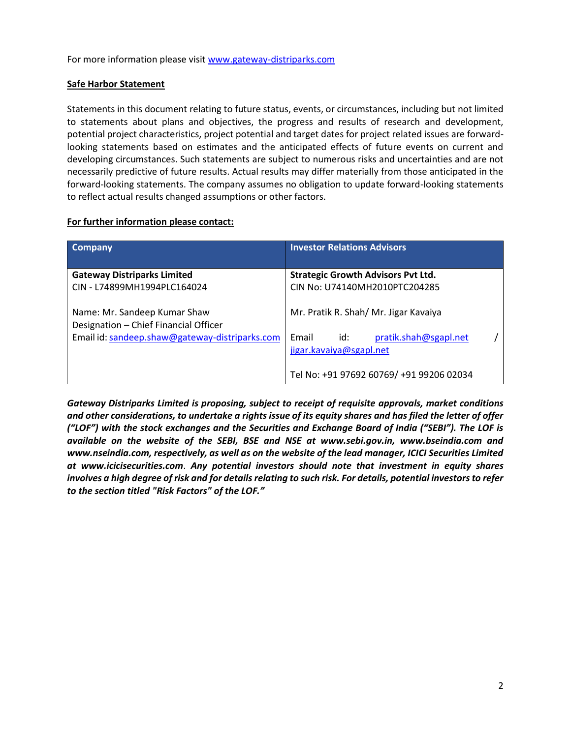For more information please visit www.gateway-distriparks.com

**Safe Harbor Statement**

Statements in this document relating to future status, events, or circumstances, including but not limited to statements about plans and objectives, the progress and results of research and development, potential project characteristics, project potential and target dates for project related issues are forward-looking statements based on estimates and the anticipated effects of future events on current and developing circumstances. Such statements are subject to numerous risks and uncertainties and are not necessarily predictive of future results. Actual results may differ materially from those anticipated in the forward-looking statements. The company assumes no obligation to update forward-looking statements to reflect actual results changed assumptions or other factors.

**For further information please contact:**

| Company | Investor Relations Advisors |
|---|---|
| **Gateway Distriparks Limited**<br>CIN - L74899MH1994PLC164024<br><br>Name: Mr. Sandeep Kumar Shaw<br>Designation – Chief Financial Officer<br>Email id: sandeep.shaw@gateway-distriparks.com | **Strategic Growth Advisors Pvt Ltd.**<br>CIN No: U74140MH2010PTC204285<br><br>Mr. Pratik R. Shah/ Mr. Jigar Kavaiya<br><br>Email id: pratik.shah@sgapl.net / jigar.kavaiya@sgapl.net<br><br>Tel No: +91 97692 60769/ +91 99206 02034 |

***Gateway Distriparks Limited is proposing, subject to receipt of requisite approvals, market conditions and other considerations, to undertake a rights issue of its equity shares and has filed the letter of offer ("LOF") with the stock exchanges and the Securities and Exchange Board of India ("SEBI"). The LOF is available on the website of the SEBI, BSE and NSE at www.sebi.gov.in, www.bseindia.com and www.nseindia.com, respectively, as well as on the website of the lead manager, ICICI Securities Limited at www.icicisecurities.com. Any potential investors should note that investment in equity shares involves a high degree of risk and for details relating to such risk. For details, potential investors to refer to the section titled "Risk Factors" of the LOF."***